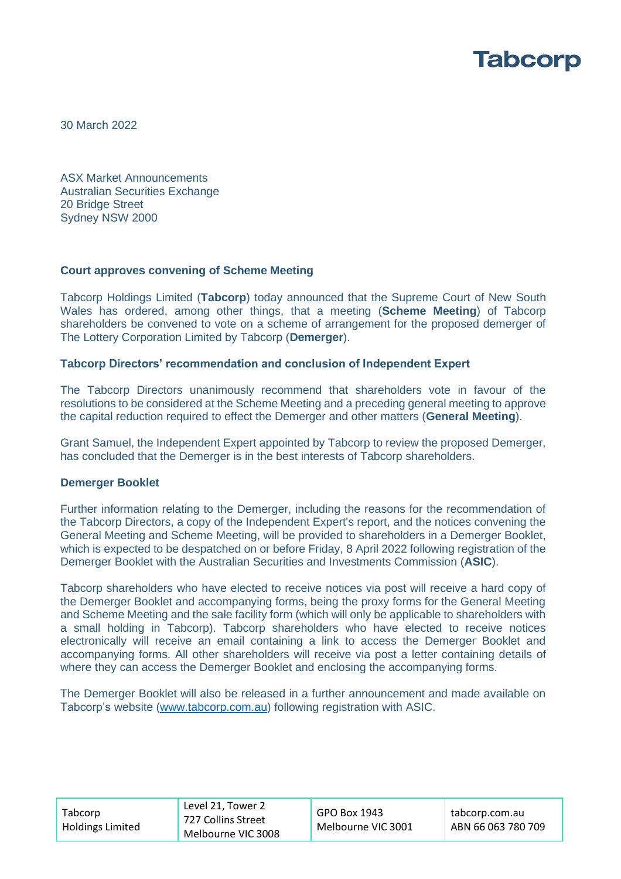Tabcorp

30 March 2022

ASX Market Announcements
Australian Securities Exchange
20 Bridge Street
Sydney NSW 2000

**Court approves convening of Scheme Meeting**

Tabcorp Holdings Limited (**Tabcorp**) today announced that the Supreme Court of New South Wales has ordered, among other things, that a meeting (**Scheme Meeting**) of Tabcorp shareholders be convened to vote on a scheme of arrangement for the proposed demerger of The Lottery Corporation Limited by Tabcorp (**Demerger**).

**Tabcorp Directors' recommendation and conclusion of Independent Expert**

The Tabcorp Directors unanimously recommend that shareholders vote in favour of the resolutions to be considered at the Scheme Meeting and a preceding general meeting to approve the capital reduction required to effect the Demerger and other matters (**General Meeting**).

Grant Samuel, the Independent Expert appointed by Tabcorp to review the proposed Demerger, has concluded that the Demerger is in the best interests of Tabcorp shareholders.

**Demerger Booklet**

Further information relating to the Demerger, including the reasons for the recommendation of the Tabcorp Directors, a copy of the Independent Expert's report, and the notices convening the General Meeting and Scheme Meeting, will be provided to shareholders in a Demerger Booklet, which is expected to be despatched on or before Friday, 8 April 2022 following registration of the Demerger Booklet with the Australian Securities and Investments Commission (**ASIC**).

Tabcorp shareholders who have elected to receive notices via post will receive a hard copy of the Demerger Booklet and accompanying forms, being the proxy forms for the General Meeting and Scheme Meeting and the sale facility form (which will only be applicable to shareholders with a small holding in Tabcorp). Tabcorp shareholders who have elected to receive notices electronically will receive an email containing a link to access the Demerger Booklet and accompanying forms. All other shareholders will receive via post a letter containing details of where they can access the Demerger Booklet and enclosing the accompanying forms.

The Demerger Booklet will also be released in a further announcement and made available on Tabcorp's website (www.tabcorp.com.au) following registration with ASIC.

| Tabcorp Holdings Limited | Level 21, Tower 2 727 Collins Street Melbourne VIC 3008 | GPO Box 1943 Melbourne VIC 3001 | tabcorp.com.au ABN 66 063 780 709 |
|---|---|---|---|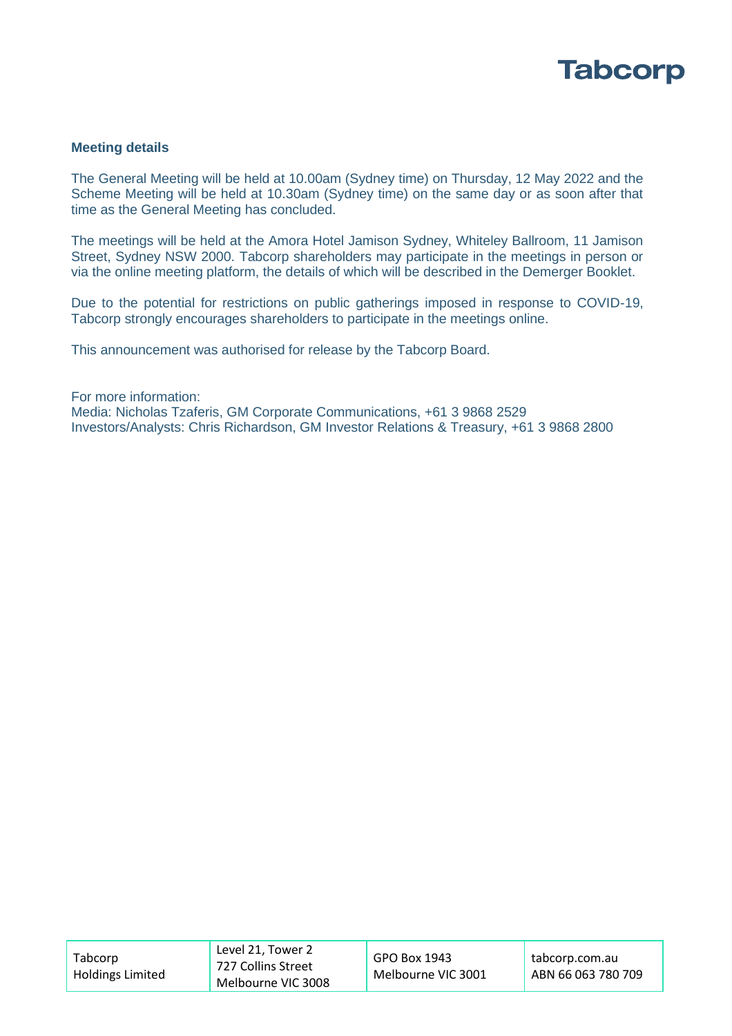**Meeting details**

The General Meeting will be held at 10.00am (Sydney time) on Thursday, 12 May 2022 and the Scheme Meeting will be held at 10.30am (Sydney time) on the same day or as soon after that time as the General Meeting has concluded.

The meetings will be held at the Amora Hotel Jamison Sydney, Whiteley Ballroom, 11 Jamison Street, Sydney NSW 2000. Tabcorp shareholders may participate in the meetings in person or via the online meeting platform, the details of which will be described in the Demerger Booklet.

Due to the potential for restrictions on public gatherings imposed in response to COVID-19, Tabcorp strongly encourages shareholders to participate in the meetings online.

This announcement was authorised for release by the Tabcorp Board.

For more information:
Media: Nicholas Tzaferis, GM Corporate Communications, +61 3 9868 2529
Investors/Analysts: Chris Richardson, GM Investor Relations & Treasury, +61 3 9868 2800